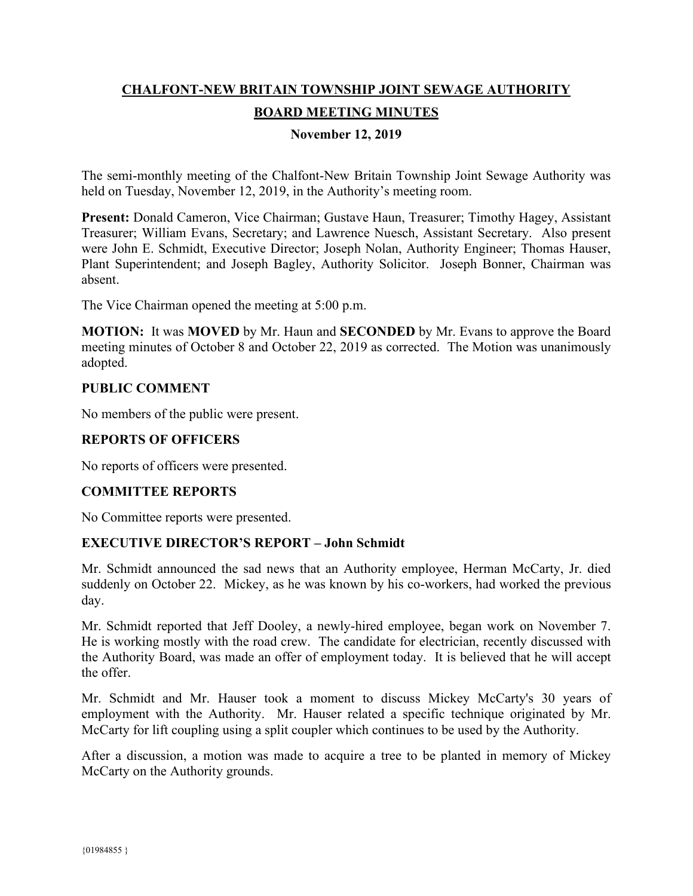# CHALFONT-NEW BRITAIN TOWNSHIP JOINT SEWAGE AUTHORITY

## BOARD MEETING MINUTES

### November 12, 2019

The semi-monthly meeting of the Chalfont-New Britain Township Joint Sewage Authority was held on Tuesday, November 12, 2019, in the Authority's meeting room.

**Present:** Donald Cameron, Vice Chairman; Gustave Haun, Treasurer; Timothy Hagey, Assistant Treasurer; William Evans, Secretary; and Lawrence Nuesch, Assistant Secretary. Also present were John E. Schmidt, Executive Director; Joseph Nolan, Authority Engineer; Thomas Hauser, Plant Superintendent; and Joseph Bagley, Authority Solicitor. Joseph Bonner, Chairman was absent.

The Vice Chairman opened the meeting at 5:00 p.m.

**MOTION:** It was **MOVED** by Mr. Haun and **SECONDED** by Mr. Evans to approve the Board meeting minutes of October 8 and October 22, 2019 as corrected. The Motion was unanimously adopted.

### PUBLIC COMMENT

No members of the public were present.

### REPORTS OF OFFICERS

No reports of officers were presented.

### COMMITTEE REPORTS

No Committee reports were presented.

### EXECUTIVE DIRECTOR'S REPORT – John Schmidt

Mr. Schmidt announced the sad news that an Authority employee, Herman McCarty, Jr. died suddenly on October 22. Mickey, as he was known by his co-workers, had worked the previous day.

Mr. Schmidt reported that Jeff Dooley, a newly-hired employee, began work on November 7. He is working mostly with the road crew. The candidate for electrician, recently discussed with the Authority Board, was made an offer of employment today. It is believed that he will accept the offer.

Mr. Schmidt and Mr. Hauser took a moment to discuss Mickey McCarty's 30 years of employment with the Authority. Mr. Hauser related a specific technique originated by Mr. McCarty for lift coupling using a split coupler which continues to be used by the Authority.

After a discussion, a motion was made to acquire a tree to be planted in memory of Mickey McCarty on the Authority grounds.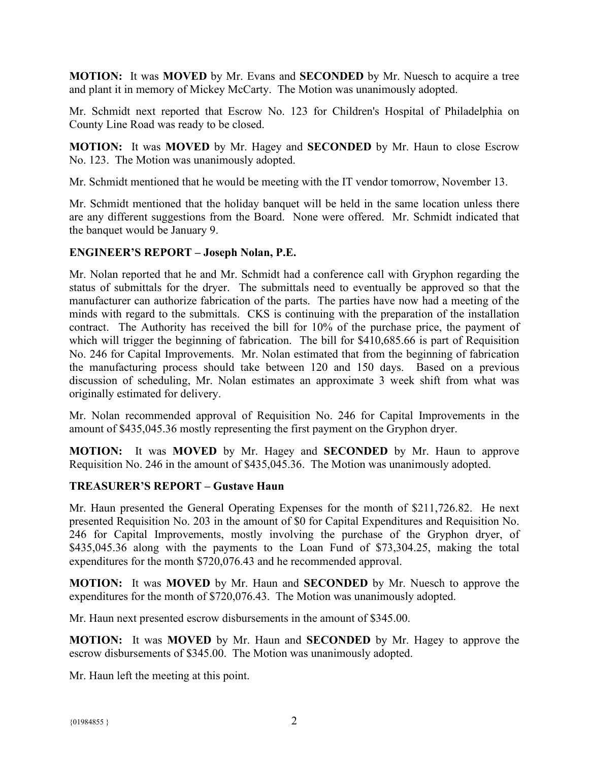**MOTION:** It was **MOVED** by Mr. Evans and **SECONDED** by Mr. Nuesch to acquire a tree and plant it in memory of Mickey McCarty. The Motion was unanimously adopted.

Mr. Schmidt next reported that Escrow No. 123 for Children's Hospital of Philadelphia on County Line Road was ready to be closed.

**MOTION:** It was **MOVED** by Mr. Hagey and **SECONDED** by Mr. Haun to close Escrow No. 123. The Motion was unanimously adopted.

Mr. Schmidt mentioned that he would be meeting with the IT vendor tomorrow, November 13.

Mr. Schmidt mentioned that the holiday banquet will be held in the same location unless there are any different suggestions from the Board. None were offered. Mr. Schmidt indicated that the banquet would be January 9.

**ENGINEER'S REPORT – Joseph Nolan, P.E.**

Mr. Nolan reported that he and Mr. Schmidt had a conference call with Gryphon regarding the status of submittals for the dryer. The submittals need to eventually be approved so that the manufacturer can authorize fabrication of the parts. The parties have now had a meeting of the minds with regard to the submittals. CKS is continuing with the preparation of the installation contract. The Authority has received the bill for 10% of the purchase price, the payment of which will trigger the beginning of fabrication. The bill for $410,685.66 is part of Requisition No. 246 for Capital Improvements. Mr. Nolan estimated that from the beginning of fabrication the manufacturing process should take between 120 and 150 days. Based on a previous discussion of scheduling, Mr. Nolan estimates an approximate 3 week shift from what was originally estimated for delivery.

Mr. Nolan recommended approval of Requisition No. 246 for Capital Improvements in the amount of $435,045.36 mostly representing the first payment on the Gryphon dryer.

**MOTION:** It was **MOVED** by Mr. Hagey and **SECONDED** by Mr. Haun to approve Requisition No. 246 in the amount of $435,045.36. The Motion was unanimously adopted.

**TREASURER'S REPORT – Gustave Haun**

Mr. Haun presented the General Operating Expenses for the month of $211,726.82. He next presented Requisition No. 203 in the amount of $0 for Capital Expenditures and Requisition No. 246 for Capital Improvements, mostly involving the purchase of the Gryphon dryer, of $435,045.36 along with the payments to the Loan Fund of $73,304.25, making the total expenditures for the month $720,076.43 and he recommended approval.

**MOTION:** It was **MOVED** by Mr. Haun and **SECONDED** by Mr. Nuesch to approve the expenditures for the month of $720,076.43. The Motion was unanimously adopted.

Mr. Haun next presented escrow disbursements in the amount of $345.00.

**MOTION:** It was **MOVED** by Mr. Haun and **SECONDED** by Mr. Hagey to approve the escrow disbursements of $345.00. The Motion was unanimously adopted.

Mr. Haun left the meeting at this point.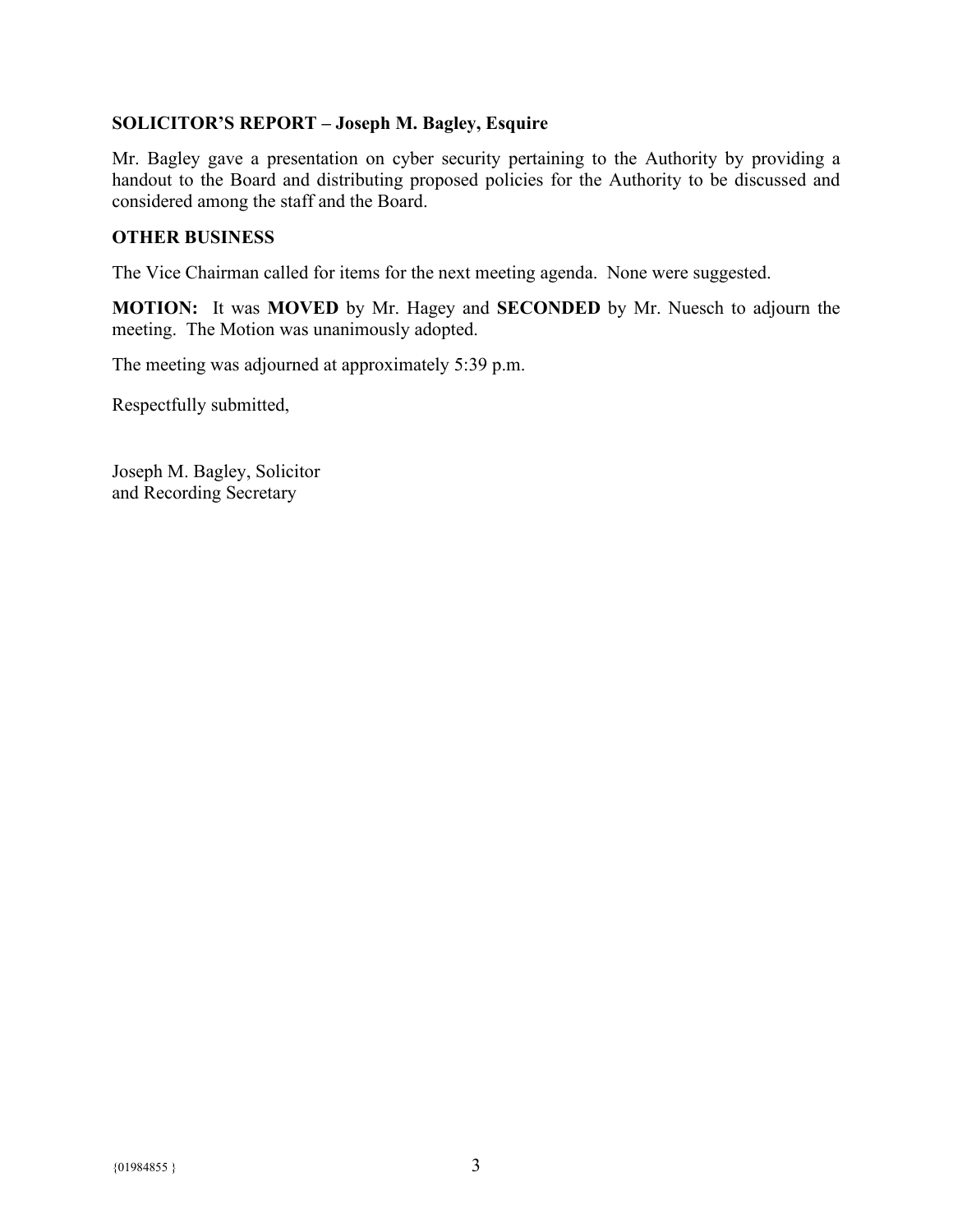**SOLICITOR'S REPORT – Joseph M. Bagley, Esquire**

Mr. Bagley gave a presentation on cyber security pertaining to the Authority by providing a handout to the Board and distributing proposed policies for the Authority to be discussed and considered among the staff and the Board.

**OTHER BUSINESS**

The Vice Chairman called for items for the next meeting agenda. None were suggested.

**MOTION:** It was **MOVED** by Mr. Hagey and **SECONDED** by Mr. Nuesch to adjourn the meeting. The Motion was unanimously adopted.

The meeting was adjourned at approximately 5:39 p.m.

Respectfully submitted,

Joseph M. Bagley, Solicitor
and Recording Secretary

{01984855 }